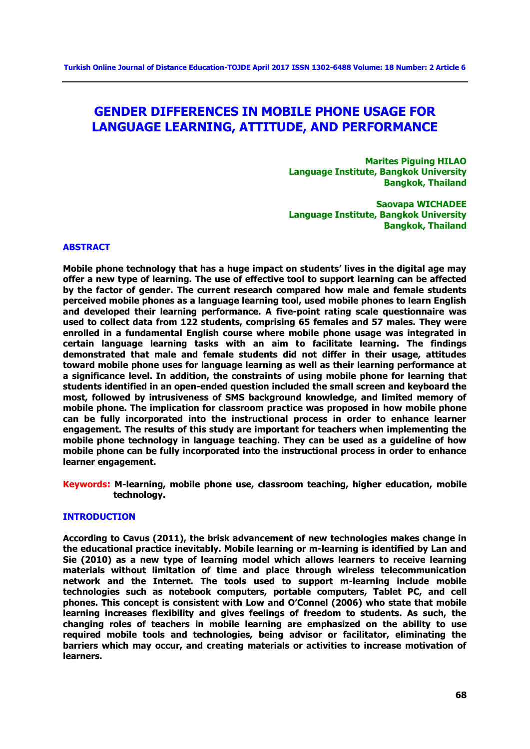# GENDER DIFFERENCES IN MOBILE PHONE USAGE FOR LANGUAGE LEARNING, ATTITUDE, AND PERFORMANCE

**Marites Piguing HILAO**
**Language Institute, Bangkok University**
**Bangkok, Thailand**

**Saovapa WICHADEE**
**Language Institute, Bangkok University**
**Bangkok, Thailand**

## ABSTRACT

**Mobile phone technology that has a huge impact on students' lives in the digital age may offer a new type of learning. The use of effective tool to support learning can be affected by the factor of gender. The current research compared how male and female students perceived mobile phones as a language learning tool, used mobile phones to learn English and developed their learning performance. A five-point rating scale questionnaire was used to collect data from 122 students, comprising 65 females and 57 males. They were enrolled in a fundamental English course where mobile phone usage was integrated in certain language learning tasks with an aim to facilitate learning. The findings demonstrated that male and female students did not differ in their usage, attitudes toward mobile phone uses for language learning as well as their learning performance at a significance level. In addition, the constraints of using mobile phone for learning that students identified in an open-ended question included the small screen and keyboard the most, followed by intrusiveness of SMS background knowledge, and limited memory of mobile phone. The implication for classroom practice was proposed in how mobile phone can be fully incorporated into the instructional process in order to enhance learner engagement. The results of this study are important for teachers when implementing the mobile phone technology in language teaching. They can be used as a guideline of how mobile phone can be fully incorporated into the instructional process in order to enhance learner engagement.**

**Keywords:** **M-learning, mobile phone use, classroom teaching, higher education, mobile technology.**

## INTRODUCTION

**According to Cavus (2011), the brisk advancement of new technologies makes change in the educational practice inevitably. Mobile learning or m-learning is identified by Lan and Sie (2010) as a new type of learning model which allows learners to receive learning materials without limitation of time and place through wireless telecommunication network and the Internet. The tools used to support m-learning include mobile technologies such as notebook computers, portable computers, Tablet PC, and cell phones. This concept is consistent with Low and O'Connel (2006) who state that mobile learning increases flexibility and gives feelings of freedom to students. As such, the changing roles of teachers in mobile learning are emphasized on the ability to use required mobile tools and technologies, being advisor or facilitator, eliminating the barriers which may occur, and creating materials or activities to increase motivation of learners.**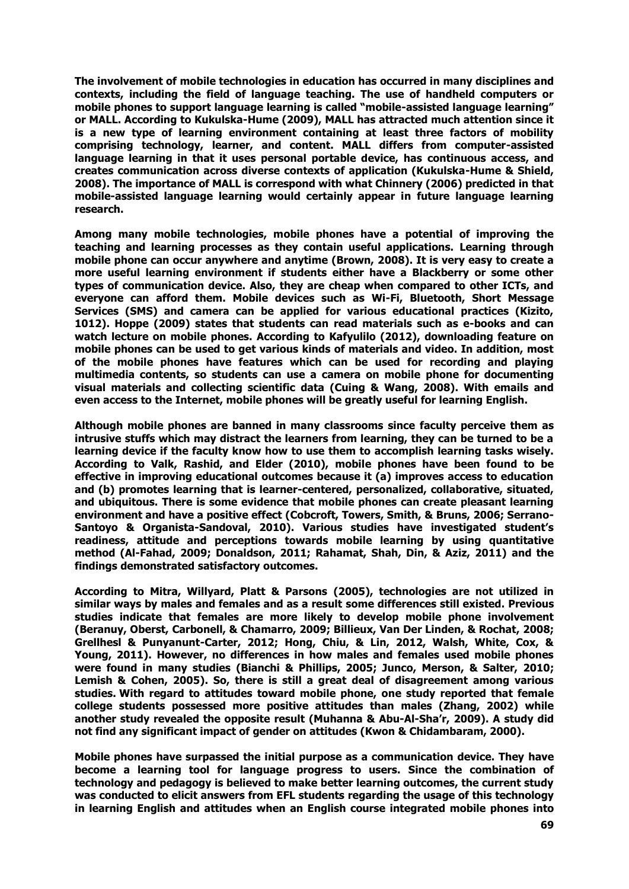The involvement of mobile technologies in education has occurred in many disciplines and contexts, including the field of language teaching. The use of handheld computers or mobile phones to support language learning is called "mobile-assisted language learning" or MALL. According to Kukulska-Hume (2009), MALL has attracted much attention since it is a new type of learning environment containing at least three factors of mobility comprising technology, learner, and content. MALL differs from computer-assisted language learning in that it uses personal portable device, has continuous access, and creates communication across diverse contexts of application (Kukulska-Hume & Shield, 2008). The importance of MALL is correspond with what Chinnery (2006) predicted in that mobile-assisted language learning would certainly appear in future language learning research.

Among many mobile technologies, mobile phones have a potential of improving the teaching and learning processes as they contain useful applications. Learning through mobile phone can occur anywhere and anytime (Brown, 2008). It is very easy to create a more useful learning environment if students either have a Blackberry or some other types of communication device. Also, they are cheap when compared to other ICTs, and everyone can afford them. Mobile devices such as Wi-Fi, Bluetooth, Short Message Services (SMS) and camera can be applied for various educational practices (Kizito, 1012). Hoppe (2009) states that students can read materials such as e-books and can watch lecture on mobile phones. According to Kafyulilo (2012), downloading feature on mobile phones can be used to get various kinds of materials and video. In addition, most of the mobile phones have features which can be used for recording and playing multimedia contents, so students can use a camera on mobile phone for documenting visual materials and collecting scientific data (Cuing & Wang, 2008). With emails and even access to the Internet, mobile phones will be greatly useful for learning English.

Although mobile phones are banned in many classrooms since faculty perceive them as intrusive stuffs which may distract the learners from learning, they can be turned to be a learning device if the faculty know how to use them to accomplish learning tasks wisely. According to Valk, Rashid, and Elder (2010), mobile phones have been found to be effective in improving educational outcomes because it (a) improves access to education and (b) promotes learning that is learner-centered, personalized, collaborative, situated, and ubiquitous. There is some evidence that mobile phones can create pleasant learning environment and have a positive effect (Cobcroft, Towers, Smith, & Bruns, 2006; Serrano-Santoyo & Organista-Sandoval, 2010). Various studies have investigated student's readiness, attitude and perceptions towards mobile learning by using quantitative method (Al-Fahad, 2009; Donaldson, 2011; Rahamat, Shah, Din, & Aziz, 2011) and the findings demonstrated satisfactory outcomes.

According to Mitra, Willyard, Platt & Parsons (2005), technologies are not utilized in similar ways by males and females and as a result some differences still existed. Previous studies indicate that females are more likely to develop mobile phone involvement (Beranuy, Oberst, Carbonell, & Chamarro, 2009; Billieux, Van Der Linden, & Rochat, 2008; Grellhesl & Punyanunt-Carter, 2012; Hong, Chiu, & Lin, 2012, Walsh, White, Cox, & Young, 2011). However, no differences in how males and females used mobile phones were found in many studies (Bianchi & Phillips, 2005; Junco, Merson, & Salter, 2010; Lemish & Cohen, 2005). So, there is still a great deal of disagreement among various studies. With regard to attitudes toward mobile phone, one study reported that female college students possessed more positive attitudes than males (Zhang, 2002) while another study revealed the opposite result (Muhanna & Abu-Al-Sha'r, 2009). A study did not find any significant impact of gender on attitudes (Kwon & Chidambaram, 2000).

Mobile phones have surpassed the initial purpose as a communication device. They have become a learning tool for language progress to users. Since the combination of technology and pedagogy is believed to make better learning outcomes, the current study was conducted to elicit answers from EFL students regarding the usage of this technology in learning English and attitudes when an English course integrated mobile phones into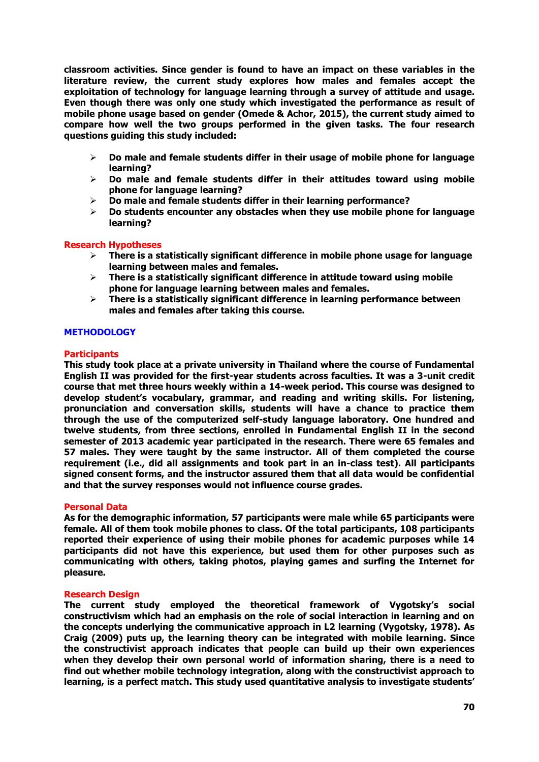**classroom activities. Since gender is found to have an impact on these variables in the literature review, the current study explores how males and females accept the exploitation of technology for language learning through a survey of attitude and usage. Even though there was only one study which investigated the performance as result of mobile phone usage based on gender (Omede & Achor, 2015), the current study aimed to compare how well the two groups performed in the given tasks. The four research questions guiding this study included:**

- **Do male and female students differ in their usage of mobile phone for language learning?**
- **Do male and female students differ in their attitudes toward using mobile phone for language learning?**
- **Do male and female students differ in their learning performance?**
- **Do students encounter any obstacles when they use mobile phone for language learning?**

### Research Hypotheses

- **There is a statistically significant difference in mobile phone usage for language learning between males and females.**
- **There is a statistically significant difference in attitude toward using mobile phone for language learning between males and females.**
- **There is a statistically significant difference in learning performance between males and females after taking this course.**

## METHODOLOGY

### Participants

**This study took place at a private university in Thailand where the course of Fundamental English II was provided for the first-year students across faculties. It was a 3-unit credit course that met three hours weekly within a 14-week period. This course was designed to develop student's vocabulary, grammar, and reading and writing skills. For listening, pronunciation and conversation skills, students will have a chance to practice them through the use of the computerized self-study language laboratory. One hundred and twelve students, from three sections, enrolled in Fundamental English II in the second semester of 2013 academic year participated in the research. There were 65 females and 57 males. They were taught by the same instructor. All of them completed the course requirement (i.e., did all assignments and took part in an in-class test). All participants signed consent forms, and the instructor assured them that all data would be confidential and that the survey responses would not influence course grades.**

### Personal Data

**As for the demographic information, 57 participants were male while 65 participants were female. All of them took mobile phones to class. Of the total participants, 108 participants reported their experience of using their mobile phones for academic purposes while 14 participants did not have this experience, but used them for other purposes such as communicating with others, taking photos, playing games and surfing the Internet for pleasure.**

### Research Design

**The current study employed the theoretical framework of Vygotsky's social constructivism which had an emphasis on the role of social interaction in learning and on the concepts underlying the communicative approach in L2 learning (Vygotsky, 1978). As Craig (2009) puts up, the learning theory can be integrated with mobile learning. Since the constructivist approach indicates that people can build up their own experiences when they develop their own personal world of information sharing, there is a need to find out whether mobile technology integration, along with the constructivist approach to learning, is a perfect match. This study used quantitative analysis to investigate students'**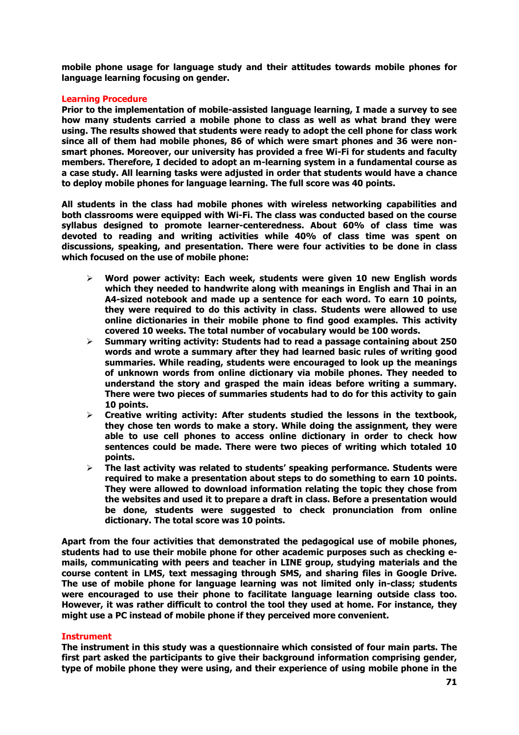**mobile phone usage for language study and their attitudes towards mobile phones for language learning focusing on gender.**

## Learning Procedure

**Prior to the implementation of mobile-assisted language learning, I made a survey to see how many students carried a mobile phone to class as well as what brand they were using. The results showed that students were ready to adopt the cell phone for class work since all of them had mobile phones, 86 of which were smart phones and 36 were non-smart phones. Moreover, our university has provided a free Wi-Fi for students and faculty members. Therefore, I decided to adopt an m-learning system in a fundamental course as a case study. All learning tasks were adjusted in order that students would have a chance to deploy mobile phones for language learning. The full score was 40 points.**

**All students in the class had mobile phones with wireless networking capabilities and both classrooms were equipped with Wi-Fi. The class was conducted based on the course syllabus designed to promote learner-centeredness. About 60% of class time was devoted to reading and writing activities while 40% of class time was spent on discussions, speaking, and presentation. There were four activities to be done in class which focused on the use of mobile phone:**

- **Word power activity: Each week, students were given 10 new English words which they needed to handwrite along with meanings in English and Thai in an A4-sized notebook and made up a sentence for each word. To earn 10 points, they were required to do this activity in class. Students were allowed to use online dictionaries in their mobile phone to find good examples. This activity covered 10 weeks. The total number of vocabulary would be 100 words.**
- **Summary writing activity: Students had to read a passage containing about 250 words and wrote a summary after they had learned basic rules of writing good summaries. While reading, students were encouraged to look up the meanings of unknown words from online dictionary via mobile phones. They needed to understand the story and grasped the main ideas before writing a summary. There were two pieces of summaries students had to do for this activity to gain 10 points.**
- **Creative writing activity: After students studied the lessons in the textbook, they chose ten words to make a story. While doing the assignment, they were able to use cell phones to access online dictionary in order to check how sentences could be made. There were two pieces of writing which totaled 10 points.**
- **The last activity was related to students' speaking performance. Students were required to make a presentation about steps to do something to earn 10 points. They were allowed to download information relating the topic they chose from the websites and used it to prepare a draft in class. Before a presentation would be done, students were suggested to check pronunciation from online dictionary. The total score was 10 points.**

**Apart from the four activities that demonstrated the pedagogical use of mobile phones, students had to use their mobile phone for other academic purposes such as checking e-mails, communicating with peers and teacher in LINE group, studying materials and the course content in LMS, text messaging through SMS, and sharing files in Google Drive. The use of mobile phone for language learning was not limited only in-class; students were encouraged to use their phone to facilitate language learning outside class too. However, it was rather difficult to control the tool they used at home. For instance, they might use a PC instead of mobile phone if they perceived more convenient.**

## Instrument

**The instrument in this study was a questionnaire which consisted of four main parts. The first part asked the participants to give their background information comprising gender, type of mobile phone they were using, and their experience of using mobile phone in the**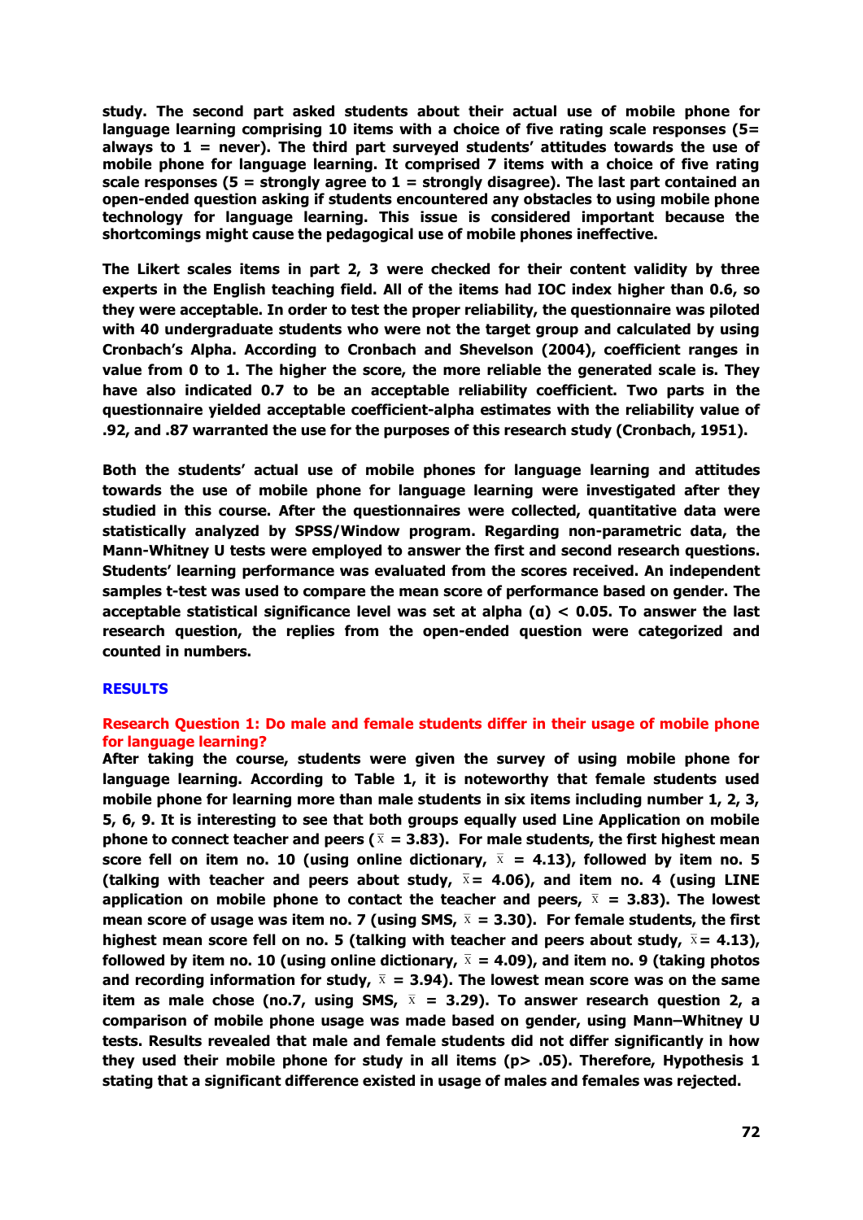**study. The second part asked students about their actual use of mobile phone for language learning comprising 10 items with a choice of five rating scale responses (5= always to 1 = never). The third part surveyed students' attitudes towards the use of mobile phone for language learning. It comprised 7 items with a choice of five rating scale responses (5 = strongly agree to 1 = strongly disagree). The last part contained an open-ended question asking if students encountered any obstacles to using mobile phone technology for language learning. This issue is considered important because the shortcomings might cause the pedagogical use of mobile phones ineffective.**

**The Likert scales items in part 2, 3 were checked for their content validity by three experts in the English teaching field. All of the items had IOC index higher than 0.6, so they were acceptable. In order to test the proper reliability, the questionnaire was piloted with 40 undergraduate students who were not the target group and calculated by using Cronbach's Alpha. According to Cronbach and Shevelson (2004), coefficient ranges in value from 0 to 1. The higher the score, the more reliable the generated scale is. They have also indicated 0.7 to be an acceptable reliability coefficient. Two parts in the questionnaire yielded acceptable coefficient-alpha estimates with the reliability value of .92, and .87 warranted the use for the purposes of this research study (Cronbach, 1951).**

**Both the students' actual use of mobile phones for language learning and attitudes towards the use of mobile phone for language learning were investigated after they studied in this course. After the questionnaires were collected, quantitative data were statistically analyzed by SPSS/Window program. Regarding non-parametric data, the Mann-Whitney U tests were employed to answer the first and second research questions. Students' learning performance was evaluated from the scores received. An independent samples t-test was used to compare the mean score of performance based on gender. The acceptable statistical significance level was set at alpha ($\alpha$) < 0.05. To answer the last research question, the replies from the open-ended question were categorized and counted in numbers.**

## RESULTS

### Research Question 1: Do male and female students differ in their usage of mobile phone for language learning?

**After taking the course, students were given the survey of using mobile phone for language learning. According to Table 1, it is noteworthy that female students used mobile phone for learning more than male students in six items including number 1, 2, 3, 5, 6, 9. It is interesting to see that both groups equally used Line Application on mobile phone to connect teacher and peers ($\bar{x}$ = 3.83). For male students, the first highest mean score fell on item no. 10 (using online dictionary, $\bar{x}$ = 4.13), followed by item no. 5 (talking with teacher and peers about study, $\bar{x}$= 4.06), and item no. 4 (using LINE application on mobile phone to contact the teacher and peers, $\bar{x}$ = 3.83). The lowest mean score of usage was item no. 7 (using SMS, $\bar{x}$ = 3.30). For female students, the first highest mean score fell on no. 5 (talking with teacher and peers about study, $\bar{x}$= 4.13), followed by item no. 10 (using online dictionary, $\bar{x}$ = 4.09), and item no. 9 (taking photos and recording information for study, $\bar{x}$ = 3.94). The lowest mean score was on the same item as male chose (no.7, using SMS, $\bar{x}$ = 3.29). To answer research question 2, a comparison of mobile phone usage was made based on gender, using Mann–Whitney U tests. Results revealed that male and female students did not differ significantly in how they used their mobile phone for study in all items (p> .05). Therefore, Hypothesis 1 stating that a significant difference existed in usage of males and females was rejected.**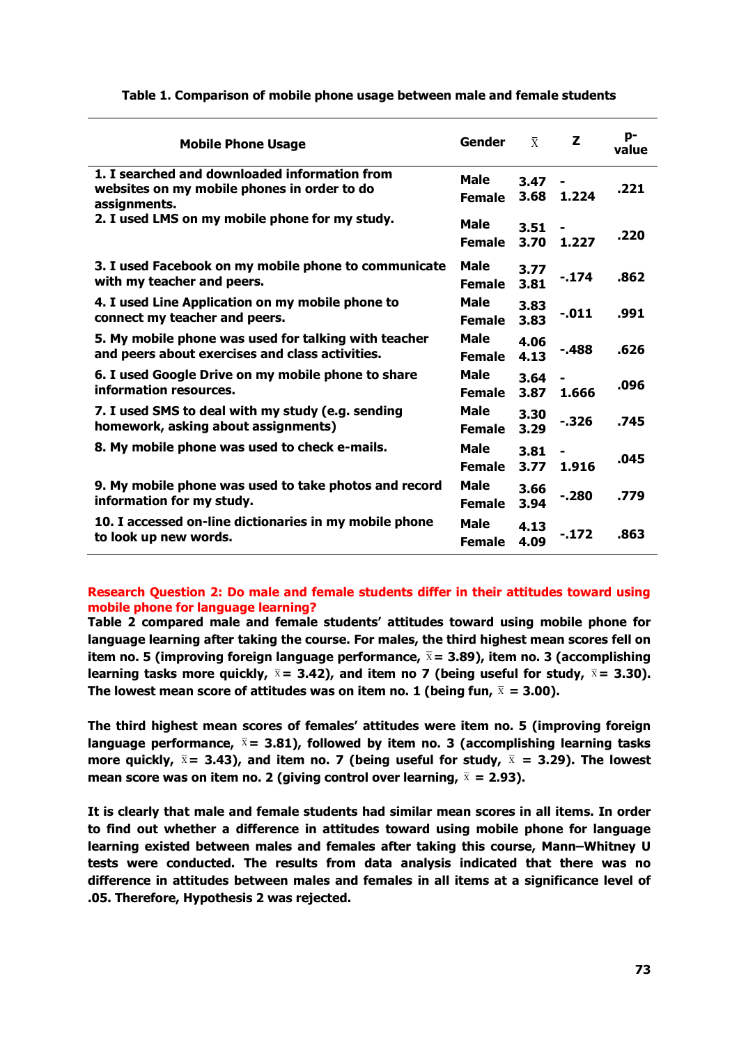**Table 1. Comparison of mobile phone usage between male and female students**

| Mobile Phone Usage | Gender | $\bar{x}$ | Z | p-value |
|---|---|---|---|---|
| 1. I searched and downloaded information from websites on my mobile phones in order to do assignments. | Male<br>Female | 3.47<br>3.68 | -1.224 | .221 |
| 2. I used LMS on my mobile phone for my study. | Male<br>Female | 3.51<br>3.70 | -1.227 | .220 |
| 3. I used Facebook on my mobile phone to communicate with my teacher and peers. | Male<br>Female | 3.77<br>3.81 | -.174 | .862 |
| 4. I used Line Application on my mobile phone to connect my teacher and peers. | Male<br>Female | 3.83<br>3.83 | -.011 | .991 |
| 5. My mobile phone was used for talking with teacher and peers about exercises and class activities. | Male<br>Female | 4.06<br>4.13 | -.488 | .626 |
| 6. I used Google Drive on my mobile phone to share information resources. | Male<br>Female | 3.64<br>3.87 | -1.666 | .096 |
| 7. I used SMS to deal with my study (e.g. sending homework, asking about assignments) | Male<br>Female | 3.30<br>3.29 | -.326 | .745 |
| 8. My mobile phone was used to check e-mails. | Male<br>Female | 3.81<br>3.77 | -1.916 | .045 |
| 9. My mobile phone was used to take photos and record information for my study. | Male<br>Female | 3.66<br>3.94 | -.280 | .779 |
| 10. I accessed on-line dictionaries in my mobile phone to look up new words. | Male<br>Female | 4.13<br>4.09 | -.172 | .863 |

**Research Question 2: Do male and female students differ in their attitudes toward using mobile phone for language learning?**

Table 2 compared male and female students' attitudes toward using mobile phone for language learning after taking the course. For males, the third highest mean scores fell on item no. 5 (improving foreign language performance, $\bar{x}$= 3.89), item no. 3 (accomplishing learning tasks more quickly, $\bar{x}$= 3.42), and item no 7 (being useful for study, $\bar{x}$= 3.30). The lowest mean score of attitudes was on item no. 1 (being fun, $\bar{x}$ = 3.00).

The third highest mean scores of females' attitudes were item no. 5 (improving foreign language performance, $\bar{x}$= 3.81), followed by item no. 3 (accomplishing learning tasks more quickly, $\bar{x}$= 3.43), and item no. 7 (being useful for study, $\bar{x}$ = 3.29). The lowest mean score was on item no. 2 (giving control over learning, $\bar{x}$ = 2.93).

It is clearly that male and female students had similar mean scores in all items. In order to find out whether a difference in attitudes toward using mobile phone for language learning existed between males and females after taking this course, Mann–Whitney U tests were conducted. The results from data analysis indicated that there was no difference in attitudes between males and females in all items at a significance level of .05. Therefore, Hypothesis 2 was rejected.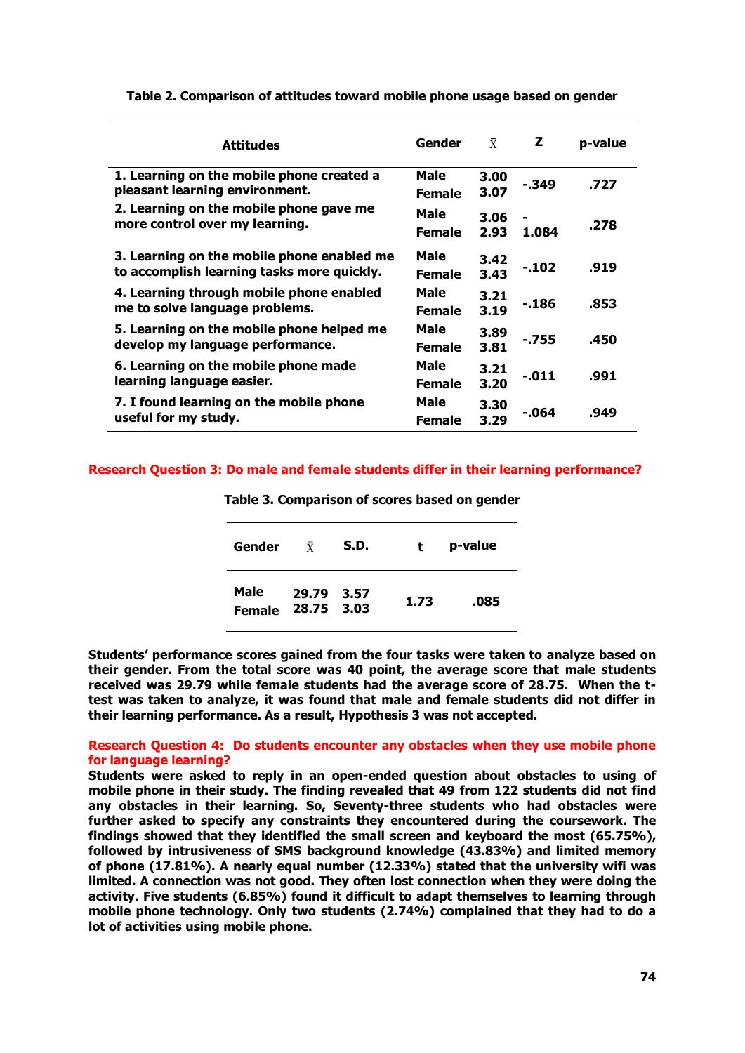**Table 2. Comparison of attitudes toward mobile phone usage based on gender**

| Attitudes | Gender | $\bar{X}$ | Z | p-value |
|---|---|---|---|---|
| 1. Learning on the mobile phone created a pleasant learning environment. | Male | 3.00 | -.349 | .727 |
| | Female | 3.07 | | |
| 2. Learning on the mobile phone gave me more control over my learning. | Male | 3.06 | -1.084 | .278 |
| | Female | 2.93 | | |
| 3. Learning on the mobile phone enabled me to accomplish learning tasks more quickly. | Male | 3.42 | -.102 | .919 |
| | Female | 3.43 | | |
| 4. Learning through mobile phone enabled me to solve language problems. | Male | 3.21 | -.186 | .853 |
| | Female | 3.19 | | |
| 5. Learning on the mobile phone helped me develop my language performance. | Male | 3.89 | -.755 | .450 |
| | Female | 3.81 | | |
| 6. Learning on the mobile phone made learning language easier. | Male | 3.21 | -.011 | .991 |
| | Female | 3.20 | | |
| 7. I found learning on the mobile phone useful for my study. | Male | 3.30 | -.064 | .949 |
| | Female | 3.29 | | |

**Research Question 3: Do male and female students differ in their learning performance?**

**Table 3. Comparison of scores based on gender**

| Gender | $\bar{X}$ | S.D. | t | p-value |
|---|---|---|---|---|
| Male | 29.79 | 3.57 | 1.73 | .085 |
| Female | 28.75 | 3.03 | | |

Students' performance scores gained from the four tasks were taken to analyze based on their gender. From the total score was 40 point, the average score that male students received was 29.79 while female students had the average score of 28.75. When the t-test was taken to analyze, it was found that male and female students did not differ in their learning performance. As a result, Hypothesis 3 was not accepted.

**Research Question 4: Do students encounter any obstacles when they use mobile phone for language learning?**

Students were asked to reply in an open-ended question about obstacles to using of mobile phone in their study. The finding revealed that 49 from 122 students did not find any obstacles in their learning. So, Seventy-three students who had obstacles were further asked to specify any constraints they encountered during the coursework. The findings showed that they identified the small screen and keyboard the most (65.75%), followed by intrusiveness of SMS background knowledge (43.83%) and limited memory of phone (17.81%). A nearly equal number (12.33%) stated that the university wifi was limited. A connection was not good. They often lost connection when they were doing the activity. Five students (6.85%) found it difficult to adapt themselves to learning through mobile phone technology. Only two students (2.74%) complained that they had to do a lot of activities using mobile phone.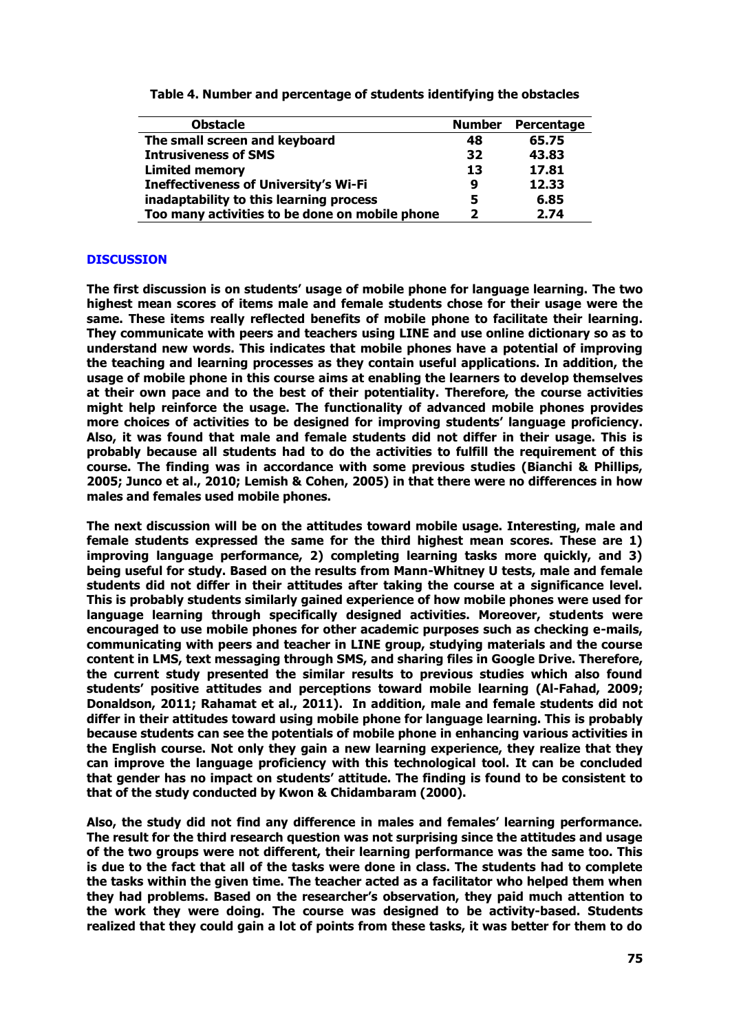**Table 4. Number and percentage of students identifying the obstacles**

| Obstacle | Number | Percentage |
|---|---|---|
| The small screen and keyboard | 48 | 65.75 |
| Intrusiveness of SMS | 32 | 43.83 |
| Limited memory | 13 | 17.81 |
| Ineffectiveness of University's Wi-Fi | 9 | 12.33 |
| inadaptability to this learning process | 5 | 6.85 |
| Too many activities to be done on mobile phone | 2 | 2.74 |

## DISCUSSION

The first discussion is on students' usage of mobile phone for language learning. The two highest mean scores of items male and female students chose for their usage were the same. These items really reflected benefits of mobile phone to facilitate their learning. They communicate with peers and teachers using LINE and use online dictionary so as to understand new words. This indicates that mobile phones have a potential of improving the teaching and learning processes as they contain useful applications. In addition, the usage of mobile phone in this course aims at enabling the learners to develop themselves at their own pace and to the best of their potentiality. Therefore, the course activities might help reinforce the usage. The functionality of advanced mobile phones provides more choices of activities to be designed for improving students' language proficiency. Also, it was found that male and female students did not differ in their usage. This is probably because all students had to do the activities to fulfill the requirement of this course. The finding was in accordance with some previous studies (Bianchi & Phillips, 2005; Junco et al., 2010; Lemish & Cohen, 2005) in that there were no differences in how males and females used mobile phones.

The next discussion will be on the attitudes toward mobile usage. Interesting, male and female students expressed the same for the third highest mean scores. These are 1) improving language performance, 2) completing learning tasks more quickly, and 3) being useful for study. Based on the results from Mann-Whitney U tests, male and female students did not differ in their attitudes after taking the course at a significance level. This is probably students similarly gained experience of how mobile phones were used for language learning through specifically designed activities. Moreover, students were encouraged to use mobile phones for other academic purposes such as checking e-mails, communicating with peers and teacher in LINE group, studying materials and the course content in LMS, text messaging through SMS, and sharing files in Google Drive. Therefore, the current study presented the similar results to previous studies which also found students' positive attitudes and perceptions toward mobile learning (Al-Fahad, 2009; Donaldson, 2011; Rahamat et al., 2011). In addition, male and female students did not differ in their attitudes toward using mobile phone for language learning. This is probably because students can see the potentials of mobile phone in enhancing various activities in the English course. Not only they gain a new learning experience, they realize that they can improve the language proficiency with this technological tool. It can be concluded that gender has no impact on students' attitude. The finding is found to be consistent to that of the study conducted by Kwon & Chidambaram (2000).

Also, the study did not find any difference in males and females' learning performance. The result for the third research question was not surprising since the attitudes and usage of the two groups were not different, their learning performance was the same too. This is due to the fact that all of the tasks were done in class. The students had to complete the tasks within the given time. The teacher acted as a facilitator who helped them when they had problems. Based on the researcher's observation, they paid much attention to the work they were doing. The course was designed to be activity-based. Students realized that they could gain a lot of points from these tasks, it was better for them to do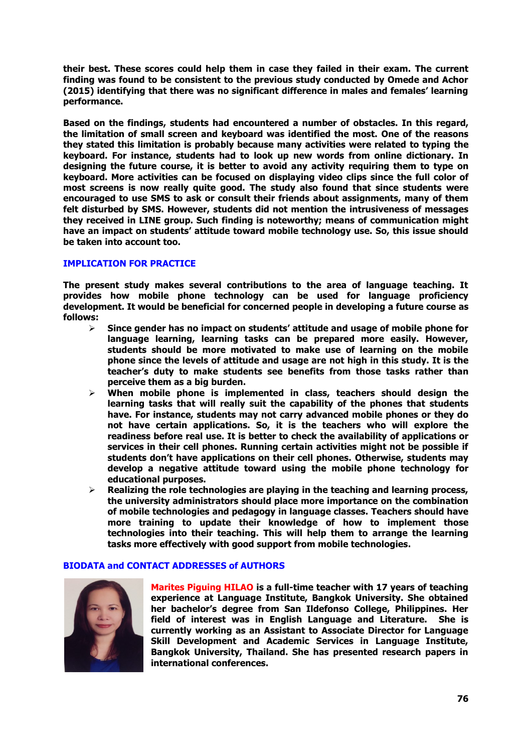their best. These scores could help them in case they failed in their exam. The current finding was found to be consistent to the previous study conducted by Omede and Achor (2015) identifying that there was no significant difference in males and females' learning performance.

Based on the findings, students had encountered a number of obstacles. In this regard, the limitation of small screen and keyboard was identified the most. One of the reasons they stated this limitation is probably because many activities were related to typing the keyboard. For instance, students had to look up new words from online dictionary. In designing the future course, it is better to avoid any activity requiring them to type on keyboard. More activities can be focused on displaying video clips since the full color of most screens is now really quite good. The study also found that since students were encouraged to use SMS to ask or consult their friends about assignments, many of them felt disturbed by SMS. However, students did not mention the intrusiveness of messages they received in LINE group. Such finding is noteworthy; means of communication might have an impact on students' attitude toward mobile technology use. So, this issue should be taken into account too.

## IMPLICATION FOR PRACTICE

The present study makes several contributions to the area of language teaching. It provides how mobile phone technology can be used for language proficiency development. It would be beneficial for concerned people in developing a future course as follows:

- Since gender has no impact on students' attitude and usage of mobile phone for language learning, learning tasks can be prepared more easily. However, students should be more motivated to make use of learning on the mobile phone since the levels of attitude and usage are not high in this study. It is the teacher's duty to make students see benefits from those tasks rather than perceive them as a big burden.
- When mobile phone is implemented in class, teachers should design the learning tasks that will really suit the capability of the phones that students have. For instance, students may not carry advanced mobile phones or they do not have certain applications. So, it is the teachers who will explore the readiness before real use. It is better to check the availability of applications or services in their cell phones. Running certain activities might not be possible if students don't have applications on their cell phones. Otherwise, students may develop a negative attitude toward using the mobile phone technology for educational purposes.
- Realizing the role technologies are playing in the teaching and learning process, the university administrators should place more importance on the combination of mobile technologies and pedagogy in language classes. Teachers should have more training to update their knowledge of how to implement those technologies into their teaching. This will help them to arrange the learning tasks more effectively with good support from mobile technologies.

## BIODATA and CONTACT ADDRESSES of AUTHORS

**Marites Piguing HILAO** is a full-time teacher with 17 years of teaching experience at Language Institute, Bangkok University. She obtained her bachelor's degree from San Ildefonso College, Philippines. Her field of interest was in English Language and Literature. She is currently working as an Assistant to Associate Director for Language Skill Development and Academic Services in Language Institute, Bangkok University, Thailand. She has presented research papers in international conferences.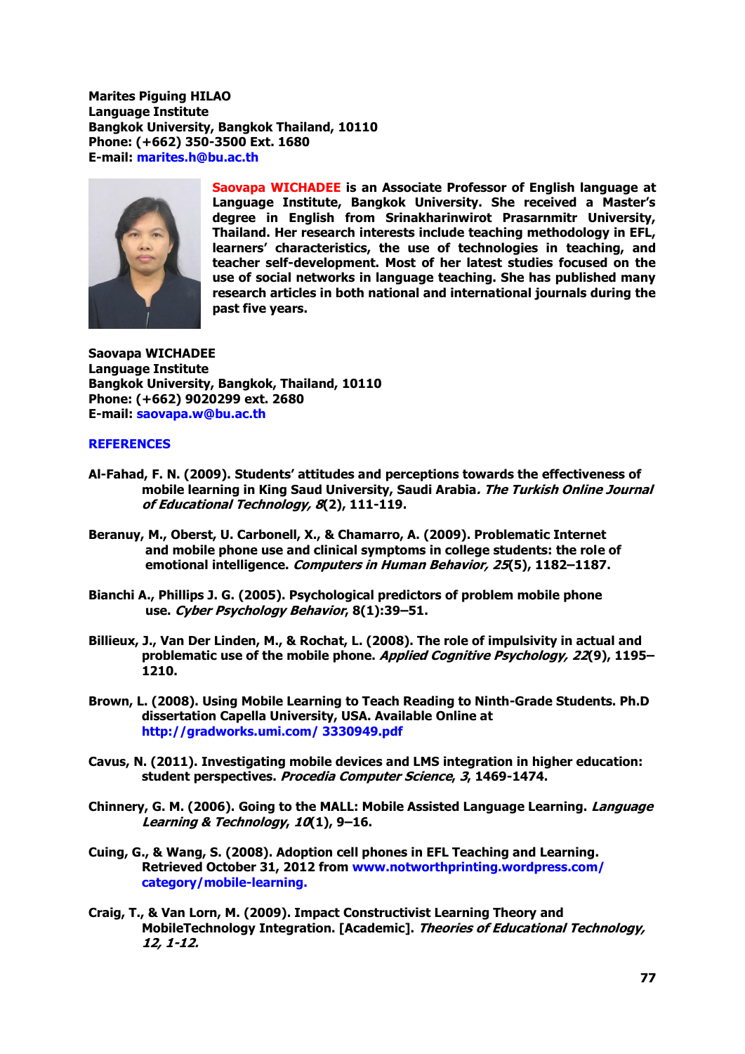**Marites Piguing HILAO**
**Language Institute**
**Bangkok University, Bangkok Thailand, 10110**
**Phone: (+662) 350-3500 Ext. 1680**
**E-mail: marites.h@bu.ac.th**

**Saovapa WICHADEE is an Associate Professor of English language at Language Institute, Bangkok University. She received a Master's degree in English from Srinakharinwirot Prasarnmitr University, Thailand. Her research interests include teaching methodology in EFL, learners' characteristics, the use of technologies in teaching, and teacher self-development. Most of her latest studies focused on the use of social networks in language teaching. She has published many research articles in both national and international journals during the past five years.**

**Saovapa WICHADEE**
**Language Institute**
**Bangkok University, Bangkok, Thailand, 10110**
**Phone: (+662) 9020299 ext. 2680**
**E-mail: saovapa.w@bu.ac.th**

## REFERENCES

Al-Fahad, F. N. (2009). Students' attitudes and perceptions towards the effectiveness of mobile learning in King Saud University, Saudi Arabia*. The Turkish Online Journal of Educational Technology, 8*(2), 111-119.

Beranuy, M., Oberst, U. Carbonell, X., & Chamarro, A. (2009). Problematic Internet and mobile phone use and clinical symptoms in college students: the role of emotional intelligence. *Computers in Human Behavior, 25*(5), 1182–1187.

Bianchi A., Phillips J. G. (2005). Psychological predictors of problem mobile phone use. *Cyber Psychology Behavior*, 8(1):39–51.

Billieux, J., Van Der Linden, M., & Rochat, L. (2008). The role of impulsivity in actual and problematic use of the mobile phone. *Applied Cognitive Psychology, 22*(9), 1195–1210.

Brown, L. (2008). Using Mobile Learning to Teach Reading to Ninth-Grade Students. Ph.D dissertation Capella University, USA. Available Online at http://gradworks.umi.com/ 3330949.pdf

Cavus, N. (2011). Investigating mobile devices and LMS integration in higher education: student perspectives. *Procedia Computer Science*, *3*, 1469-1474.

Chinnery, G. M. (2006). Going to the MALL: Mobile Assisted Language Learning. *Language Learning & Technology*, *10*(1), 9–16.

Cuing, G., & Wang, S. (2008). Adoption cell phones in EFL Teaching and Learning. Retrieved October 31, 2012 from www.notworthprinting.wordpress.com/ category/mobile-learning.

Craig, T., & Van Lorn, M. (2009). Impact Constructivist Learning Theory and MobileTechnology Integration. [Academic]. *Theories of Educational Technology, 12, 1-12.*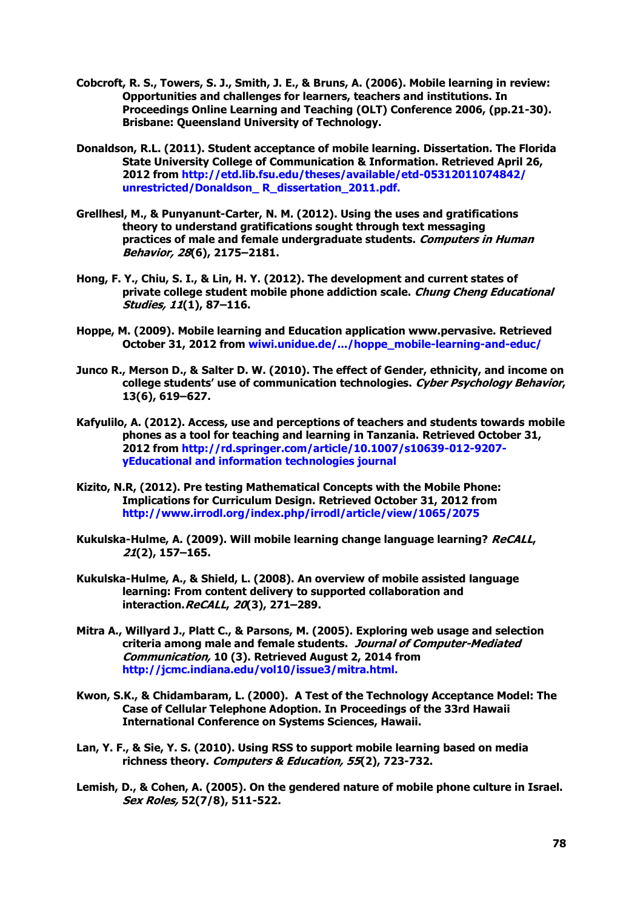Cobcroft, R. S., Towers, S. J., Smith, J. E., & Bruns, A. (2006). Mobile learning in review: Opportunities and challenges for learners, teachers and institutions. In Proceedings Online Learning and Teaching (OLT) Conference 2006, (pp.21-30). Brisbane: Queensland University of Technology.

Donaldson, R.L. (2011). Student acceptance of mobile learning. Dissertation. The Florida State University College of Communication & Information. Retrieved April 26, 2012 from http://etd.lib.fsu.edu/theses/available/etd-05312011074842/unrestricted/Donaldson_ R_dissertation_2011.pdf.

Grellhesl, M., & Punyanunt-Carter, N. M. (2012). Using the uses and gratifications theory to understand gratifications sought through text messaging practices of male and female undergraduate students. *Computers in Human Behavior, 28*(6), 2175–2181.

Hong, F. Y., Chiu, S. I., & Lin, H. Y. (2012). The development and current states of private college student mobile phone addiction scale. *Chung Cheng Educational Studies, 11*(1), 87–116.

Hoppe, M. (2009). Mobile learning and Education application www.pervasive. Retrieved October 31, 2012 from wiwi.unidue.de/.../hoppe_mobile-learning-and-educ/

Junco R., Merson D., & Salter D. W. (2010). The effect of Gender, ethnicity, and income on college students' use of communication technologies. *Cyber Psychology Behavior*, 13(6), 619–627.

Kafyulilo, A. (2012). Access, use and perceptions of teachers and students towards mobile phones as a tool for teaching and learning in Tanzania. Retrieved October 31, 2012 from http://rd.springer.com/article/10.1007/s10639-012-9207-yEducational and information technologies journal

Kizito, N.R, (2012). Pre testing Mathematical Concepts with the Mobile Phone: Implications for Curriculum Design. Retrieved October 31, 2012 from http://www.irrodl.org/index.php/irrodl/article/view/1065/2075

Kukulska-Hulme, A. (2009). Will mobile learning change language learning? *ReCALL, 21*(2), 157–165.

Kukulska-Hulme, A., & Shield, L. (2008). An overview of mobile assisted language learning: From content delivery to supported collaboration and interaction.*ReCALL, 20*(3), 271–289.

Mitra A., Willyard J., Platt C., & Parsons, M. (2005). Exploring web usage and selection criteria among male and female students. *Journal of Computer-Mediated Communication,* 10 (3). Retrieved August 2, 2014 from http://jcmc.indiana.edu/vol10/issue3/mitra.html.

Kwon, S.K., & Chidambaram, L. (2000). A Test of the Technology Acceptance Model: The Case of Cellular Telephone Adoption. In Proceedings of the 33rd Hawaii International Conference on Systems Sciences, Hawaii.

Lan, Y. F., & Sie, Y. S. (2010). Using RSS to support mobile learning based on media richness theory. *Computers & Education, 55*(2), 723-732.

Lemish, D., & Cohen, A. (2005). On the gendered nature of mobile phone culture in Israel. *Sex Roles,* 52(7/8), 511-522.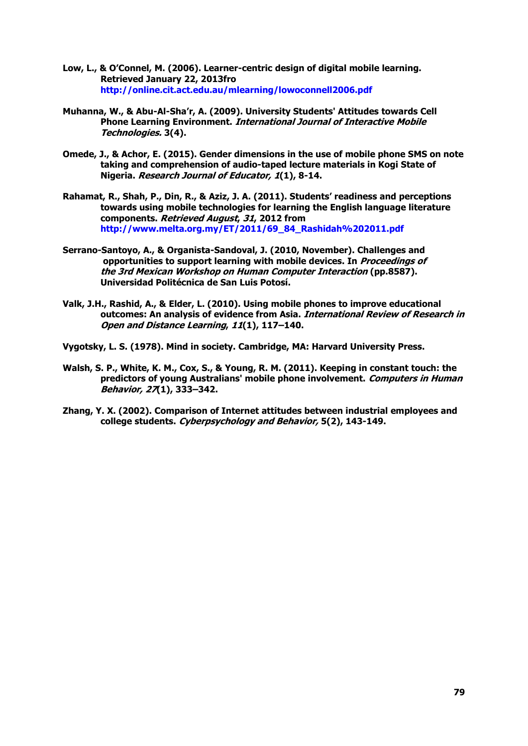Low, L., & O'Connel, M. (2006). Learner-centric design of digital mobile learning. Retrieved January 22, 2013fro http://online.cit.act.edu.au/mlearning/lowoconnell2006.pdf

Muhanna, W., & Abu-Al-Sha'r, A. (2009). University Students' Attitudes towards Cell Phone Learning Environment. *International Journal of Interactive Mobile Technologies.* 3(4).

Omede, J., & Achor, E. (2015). Gender dimensions in the use of mobile phone SMS on note taking and comprehension of audio-taped lecture materials in Kogi State of Nigeria. *Research Journal of Educator, 1*(1), 8-14.

Rahamat, R., Shah, P., Din, R., & Aziz, J. A. (2011). Students' readiness and perceptions towards using mobile technologies for learning the English language literature components. *Retrieved August, 31*, 2012 from http://www.melta.org.my/ET/2011/69_84_Rashidah%202011.pdf

Serrano-Santoyo, A., & Organista-Sandoval, J. (2010, November). Challenges and opportunities to support learning with mobile devices. In *Proceedings of the 3rd Mexican Workshop on Human Computer Interaction* (pp.8587). Universidad Politécnica de San Luis Potosí.

Valk, J.H., Rashid, A., & Elder, L. (2010). Using mobile phones to improve educational outcomes: An analysis of evidence from Asia. *International Review of Research in Open and Distance Learning, 11*(1), 117–140.

Vygotsky, L. S. (1978). Mind in society. Cambridge, MA: Harvard University Press.

Walsh, S. P., White, K. M., Cox, S., & Young, R. M. (2011). Keeping in constant touch: the predictors of young Australians' mobile phone involvement. *Computers in Human Behavior, 27*(1), 333–342.

Zhang, Y. X. (2002). Comparison of Internet attitudes between industrial employees and college students. *Cyberpsychology and Behavior,* 5(2), 143-149.